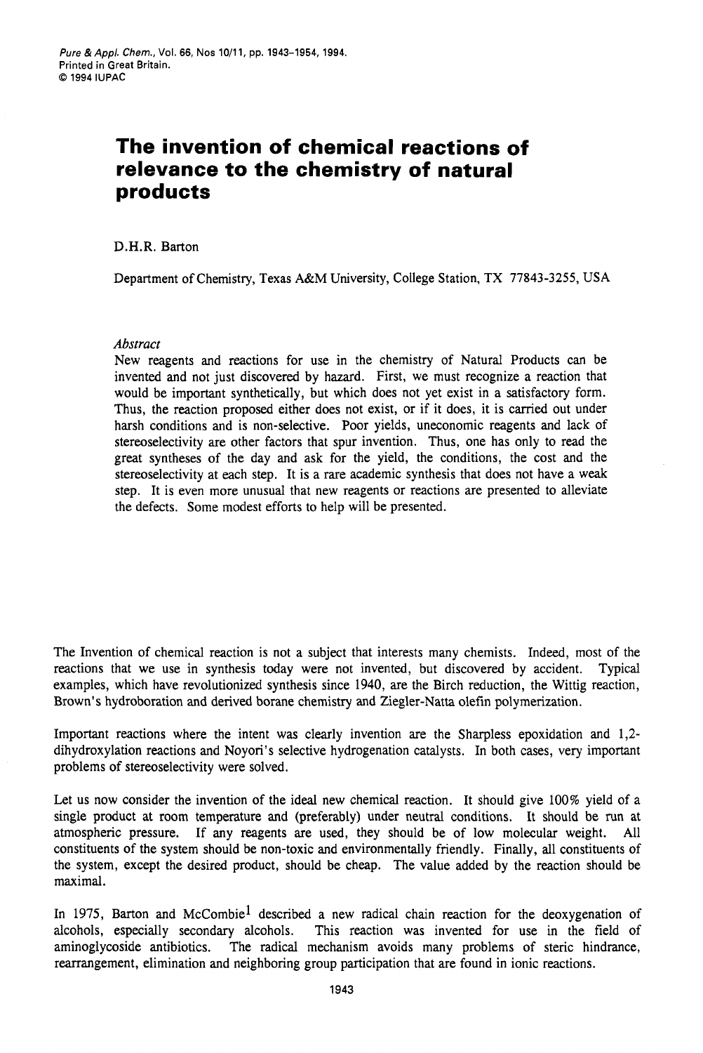# The invention of chemical reactions of relevance to the chemistry of natural products

D.H.R. Barton

Department of Chemistry, Texas A&M University, College Station, TX 77843-3255, USA

*Abstract*

New reagents and reactions for use in the chemistry of Natural Products can be invented and not just discovered by hazard. First, we must recognize a reaction that would be important synthetically, but which does not yet exist in a satisfactory form. Thus, the reaction proposed either does not exist, or if it does, it is carried out under harsh conditions and is non-selective. Poor yields, uneconomic reagents and lack of stereoselectivity are other factors that spur invention. Thus, one has only to read the great syntheses of the day and ask for the yield, the conditions, the cost and the stereoselectivity at each step. It is a rare academic synthesis that does not have a weak step. It is even more unusual that new reagents or reactions are presented to alleviate the defects. Some modest efforts to help will be presented.

The Invention of chemical reaction is not a subject that interests many chemists. Indeed, most of the reactions that we use in synthesis today were not invented, but discovered by accident. Typical examples, which have revolutionized synthesis since 1940, are the Birch reduction, the Wittig reaction, Brown's hydroboration and derived borane chemistry and Ziegler-Natta olefin polymerization.

Important reactions where the intent was clearly invention are the Sharpless epoxidation and 1,2-dihydroxylation reactions and Noyori's selective hydrogenation catalysts. In both cases, very important problems of stereoselectivity were solved.

Let us now consider the invention of the ideal new chemical reaction. It should give 100% yield of a single product at room temperature and (preferably) under neutral conditions. It should be run at atmospheric pressure. If any reagents are used, they should be of low molecular weight. All constituents of the system should be non-toxic and environmentally friendly. Finally, all constituents of the system, except the desired product, should be cheap. The value added by the reaction should be maximal.

In 1975, Barton and McCombie[1] described a new radical chain reaction for the deoxygenation of alcohols, especially secondary alcohols. This reaction was invented for use in the field of aminoglycoside antibiotics. The radical mechanism avoids many problems of steric hindrance, rearrangement, elimination and neighboring group participation that are found in ionic reactions.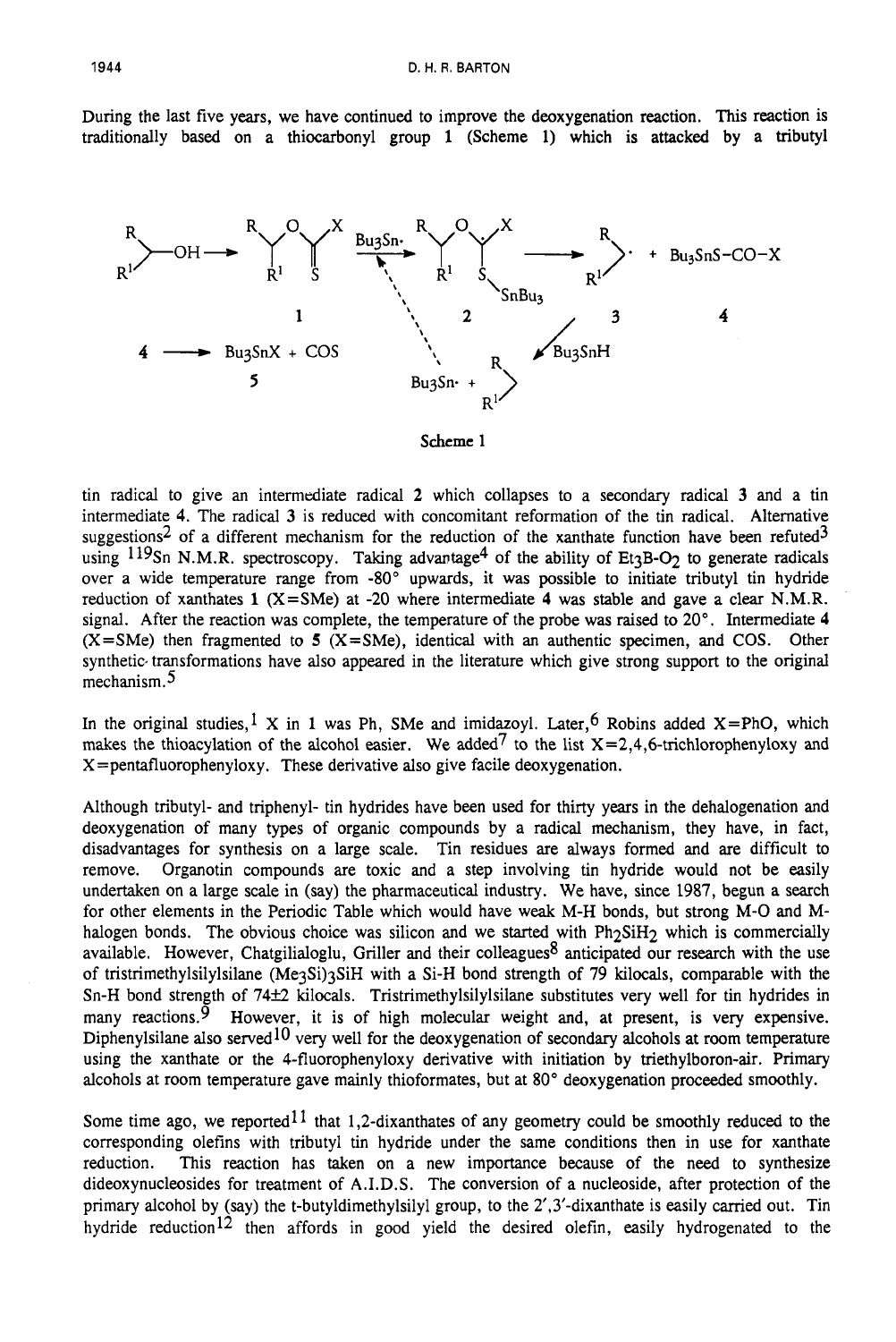During the last five years, we have continued to improve the deoxygenation reaction. This reaction is traditionally based on a thiocarbonyl group **1** (Scheme 1) which is attacked by a tributyl

Scheme 1

tin radical to give an intermediate radical **2** which collapses to a secondary radical **3** and a tin intermediate **4**. The radical **3** is reduced with concomitant reformation of the tin radical. Alternative suggestions[2] of a different mechanism for the reduction of the xanthate function have been refuted[3] using $^{119}Sn$ N.M.R. spectroscopy. Taking advantage[4] of the ability of $Et_3B$-$O_2$ to generate radicals over a wide temperature range from -80° upwards, it was possible to initiate tributyl tin hydride reduction of xanthates **1** (X=SMe) at -20 where intermediate **4** was stable and gave a clear N.M.R. signal. After the reaction was complete, the temperature of the probe was raised to 20°. Intermediate **4** (X=SMe) then fragmented to **5** (X=SMe), identical with an authentic specimen, and COS. Other synthetic transformations have also appeared in the literature which give strong support to the original mechanism.[5]

In the original studies,[1] X in **1** was Ph, SMe and imidazoyl. Later,[6] Robins added X=PhO, which makes the thioacylation of the alcohol easier. We added[7] to the list X=2,4,6-trichlorophenyloxy and X=pentafluorophenyloxy. These derivative also give facile deoxygenation.

Although tributyl- and triphenyl- tin hydrides have been used for thirty years in the dehalogenation and deoxygenation of many types of organic compounds by a radical mechanism, they have, in fact, disadvantages for synthesis on a large scale. Tin residues are always formed and are difficult to remove. Organotin compounds are toxic and a step involving tin hydride would not be easily undertaken on a large scale in (say) the pharmaceutical industry. We have, since 1987, begun a search for other elements in the Periodic Table which would have weak M-H bonds, but strong M-O and M-halogen bonds. The obvious choice was silicon and we started with $Ph_2SiH_2$ which is commercially available. However, Chatgilialoglu, Griller and their colleagues[8] anticipated our research with the use of tristrimethylsilylsilane $(Me_3Si)_3SiH$ with a Si-H bond strength of 79 kilocals, comparable with the Sn-H bond strength of 74±2 kilocals. Tristrimethylsilylsilane substitutes very well for tin hydrides in many reactions.[9] However, it is of high molecular weight and, at present, is very expensive. Diphenylsilane also served[10] very well for the deoxygenation of secondary alcohols at room temperature using the xanthate or the 4-fluorophenyloxy derivative with initiation by triethylboron-air. Primary alcohols at room temperature gave mainly thioformates, but at 80° deoxygenation proceeded smoothly.

Some time ago, we reported[11] that 1,2-dixanthates of any geometry could be smoothly reduced to the corresponding olefins with tributyl tin hydride under the same conditions then in use for xanthate reduction. This reaction has taken on a new importance because of the need to synthesize dideoxynucleosides for treatment of A.I.D.S. The conversion of a nucleoside, after protection of the primary alcohol by (say) the t-butyldimethylsilyl group, to the 2',3'-dixanthate is easily carried out. Tin hydride reduction[12] then affords in good yield the desired olefin, easily hydrogenated to the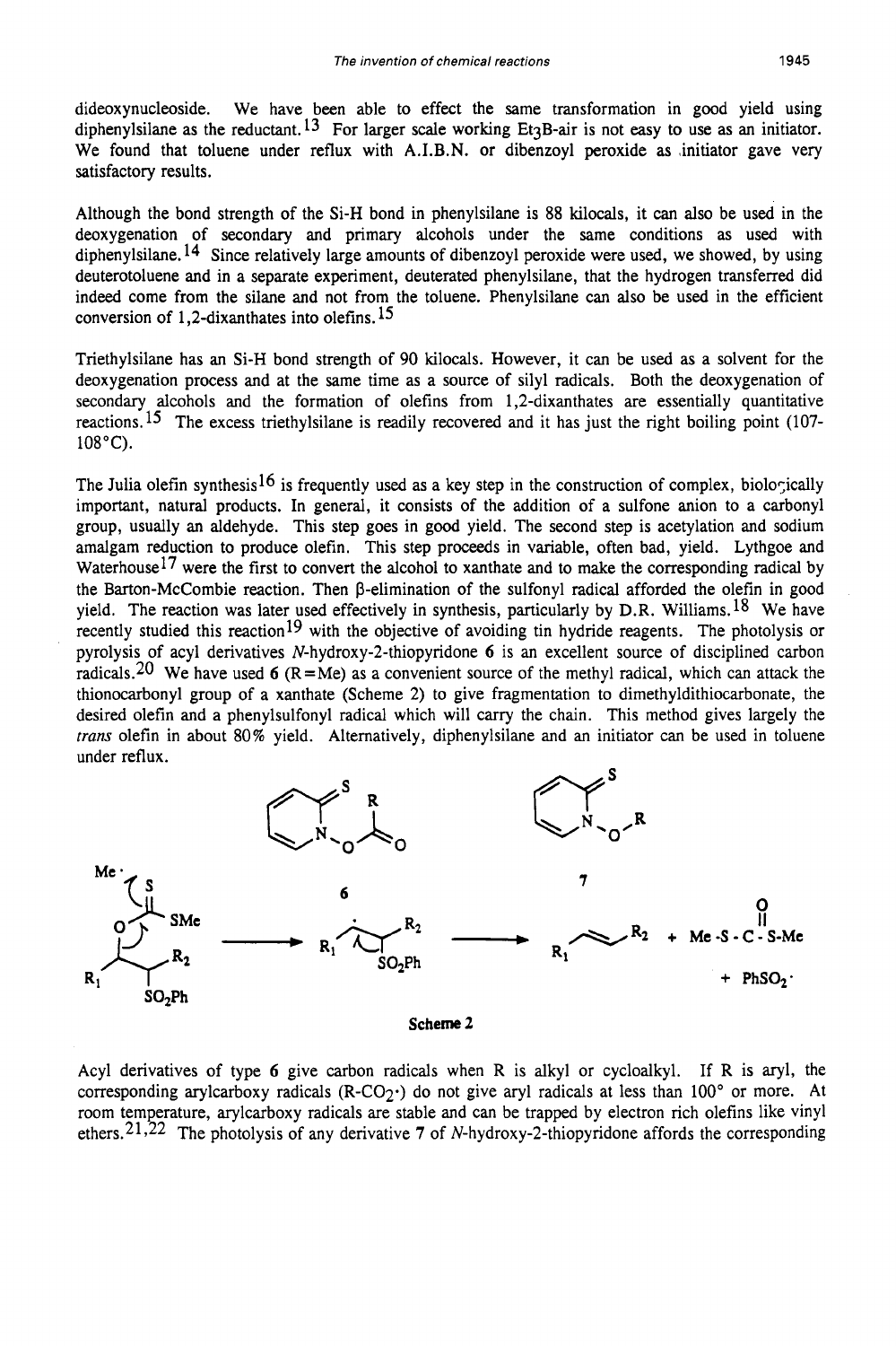dideoxynucleoside. We have been able to effect the same transformation in good yield using diphenylsilane as the reductant.[13] For larger scale working $Et_3B$-air is not easy to use as an initiator. We found that toluene under reflux with A.I.B.N. or dibenzoyl peroxide as initiator gave very satisfactory results.

Although the bond strength of the Si-H bond in phenylsilane is 88 kilocals, it can also be used in the deoxygenation of secondary and primary alcohols under the same conditions as used with diphenylsilane.[14] Since relatively large amounts of dibenzoyl peroxide were used, we showed, by using deuterotoluene and in a separate experiment, deuterated phenylsilane, that the hydrogen transferred did indeed come from the silane and not from the toluene. Phenylsilane can also be used in the efficient conversion of 1,2-dixanthates into olefins.[15]

Triethylsilane has an Si-H bond strength of 90 kilocals. However, it can be used as a solvent for the deoxygenation process and at the same time as a source of silyl radicals. Both the deoxygenation of secondary alcohols and the formation of olefins from 1,2-dixanthates are essentially quantitative reactions.[15] The excess triethylsilane is readily recovered and it has just the right boiling point (107-108°C).

The Julia olefin synthesis[16] is frequently used as a key step in the construction of complex, biologically important, natural products. In general, it consists of the addition of a sulfone anion to a carbonyl group, usually an aldehyde. This step goes in good yield. The second step is acetylation and sodium amalgam reduction to produce olefin. This step proceeds in variable, often bad, yield. Lythgoe and Waterhouse[17] were the first to convert the alcohol to xanthate and to make the corresponding radical by the Barton-McCombie reaction. Then β-elimination of the sulfonyl radical afforded the olefin in good yield. The reaction was later used effectively in synthesis, particularly by D.R. Williams.[18] We have recently studied this reaction[19] with the objective of avoiding tin hydride reagents. The photolysis or pyrolysis of acyl derivatives *N*-hydroxy-2-thiopyridone **6** is an excellent source of disciplined carbon radicals.[20] We have used **6** (R = Me) as a convenient source of the methyl radical, which can attack the thionocarbonyl group of a xanthate (Scheme 2) to give fragmentation to dimethyldithiocarbonate, the desired olefin and a phenylsulfonyl radical which will carry the chain. This method gives largely the *trans* olefin in about 80% yield. Alternatively, diphenylsilane and an initiator can be used in toluene under reflux.

**Scheme 2**

Acyl derivatives of type **6** give carbon radicals when R is alkyl or cycloalkyl. If R is aryl, the corresponding arylcarboxy radicals (R-$CO_2$·) do not give aryl radicals at less than 100° or more. At room temperature, arylcarboxy radicals are stable and can be trapped by electron rich olefins like vinyl ethers.[21,22] The photolysis of any derivative **7** of *N*-hydroxy-2-thiopyridone affords the corresponding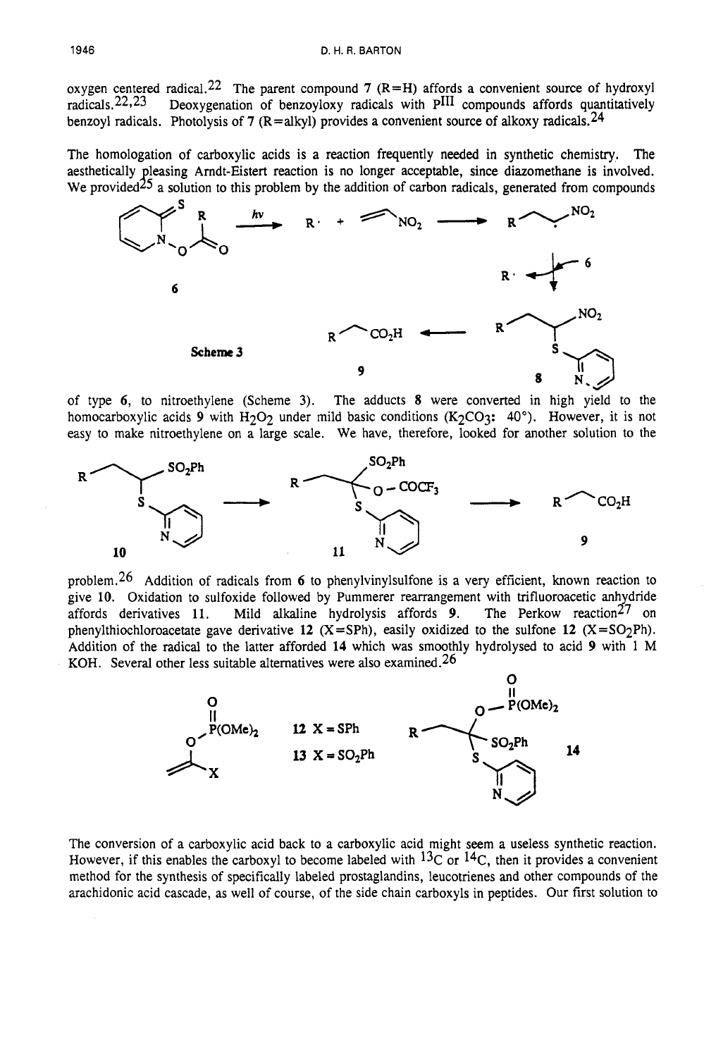oxygen centered radical.[22] The parent compound 7 (R=H) affords a convenient source of hydroxyl radicals.[22,23] Deoxygenation of benzoyloxy radicals with $P^{III}$ compounds affords quantitatively benzoyl radicals. Photolysis of 7 (R=alkyl) provides a convenient source of alkoxy radicals.[24]

The homologation of carboxylic acids is a reaction frequently needed in synthetic chemistry. The aesthetically pleasing Arndt-Eistert reaction is no longer acceptable, since diazomethane is involved. We provided[25] a solution to this problem by the addition of carbon radicals, generated from compounds of type 6, to nitroethylene (Scheme 3). The adducts 8 were converted in high yield to the homocarboxylic acids 9 with $H_2O_2$ under mild basic conditions ($K_2CO_3$: 40°). However, it is not easy to make nitroethylene on a large scale. We have, therefore, looked for another solution to the problem.[26] Addition of radicals from 6 to phenylvinylsulfone is a very efficient, known reaction to give 10. Oxidation to sulfoxide followed by Pummerer rearrangement with trifluoroacetic anhydride affords derivatives 11. Mild alkaline hydrolysis affords 9. The Perkow reaction[27] on phenylthiochloroacetate gave derivative 12 (X=SPh), easily oxidized to the sulfone 12 (X=$SO_2$Ph). Addition of the radical to the latter afforded 14 which was smoothly hydrolysed to acid 9 with 1 M KOH. Several other less suitable alternatives were also examined.[26]

Scheme 3

12 X = SPh

13 X = $SO_2$Ph

The conversion of a carboxylic acid back to a carboxylic acid might seem a useless synthetic reaction. However, if this enables the carboxyl to become labeled with $^{13}C$ or $^{14}C$, then it provides a convenient method for the synthesis of specifically labeled prostaglandins, leucotrienes and other compounds of the arachidonic acid cascade, as well of course, of the side chain carboxyls in peptides. Our first solution to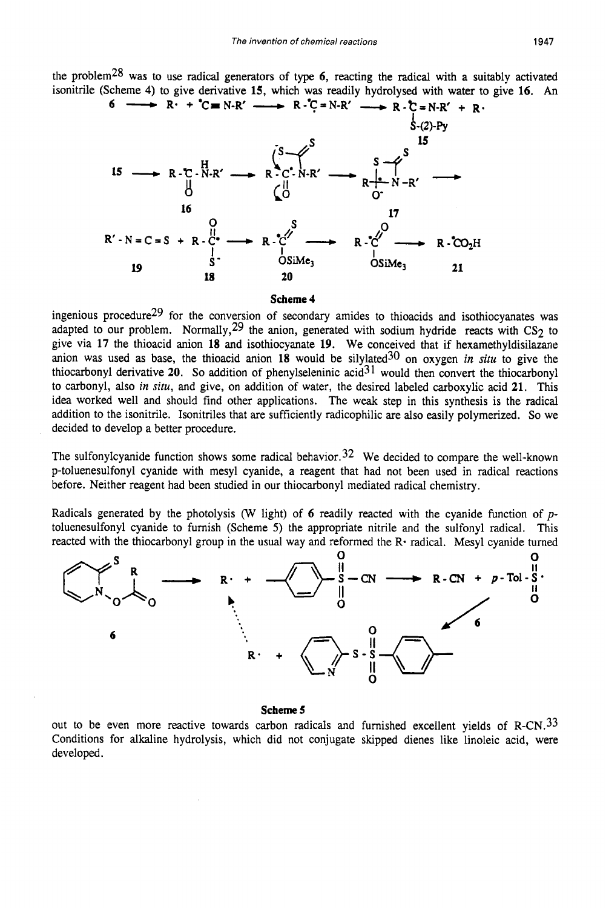the problem[28] was to use radical generators of type **6**, reacting the radical with a suitably activated isonitrile (Scheme 4) to give derivative **15**, which was readily hydrolysed with water to give **16**. An

**Scheme 4**

ingenious procedure[29] for the conversion of secondary amides to thioacids and isothiocyanates was adapted to our problem. Normally,[29] the anion, generated with sodium hydride reacts with $CS_2$ to give via **17** the thioacid anion **18** and isothiocyanate **19**. We conceived that if hexamethyldisilazane anion was used as base, the thioacid anion **18** would be silylated[30] on oxygen *in situ* to give the thiocarbonyl derivative **20**. So addition of phenylseleninic acid[31] would then convert the thiocarbonyl to carbonyl, also *in situ*, and give, on addition of water, the desired labeled carboxylic acid **21**. This idea worked well and should find other applications. The weak step in this synthesis is the radical addition to the isonitrile. Isonitriles that are sufficiently radicophilic are also easily polymerized. So we decided to develop a better procedure.

The sulfonylcyanide function shows some radical behavior.[32] We decided to compare the well-known p-toluenesulfonyl cyanide with mesyl cyanide, a reagent that had not been used in radical reactions before. Neither reagent had been studied in our thiocarbonyl mediated radical chemistry.

Radicals generated by the photolysis (W light) of **6** readily reacted with the cyanide function of *p*-toluenesulfonyl cyanide to furnish (Scheme 5) the appropriate nitrile and the sulfonyl radical. This reacted with the thiocarbonyl group in the usual way and reformed the R• radical. Mesyl cyanide turned out to be even more reactive towards carbon radicals and furnished excellent yields of R-CN.[33] Conditions for alkaline hydrolysis, which did not conjugate skipped dienes like linoleic acid, were developed.

**Scheme 5**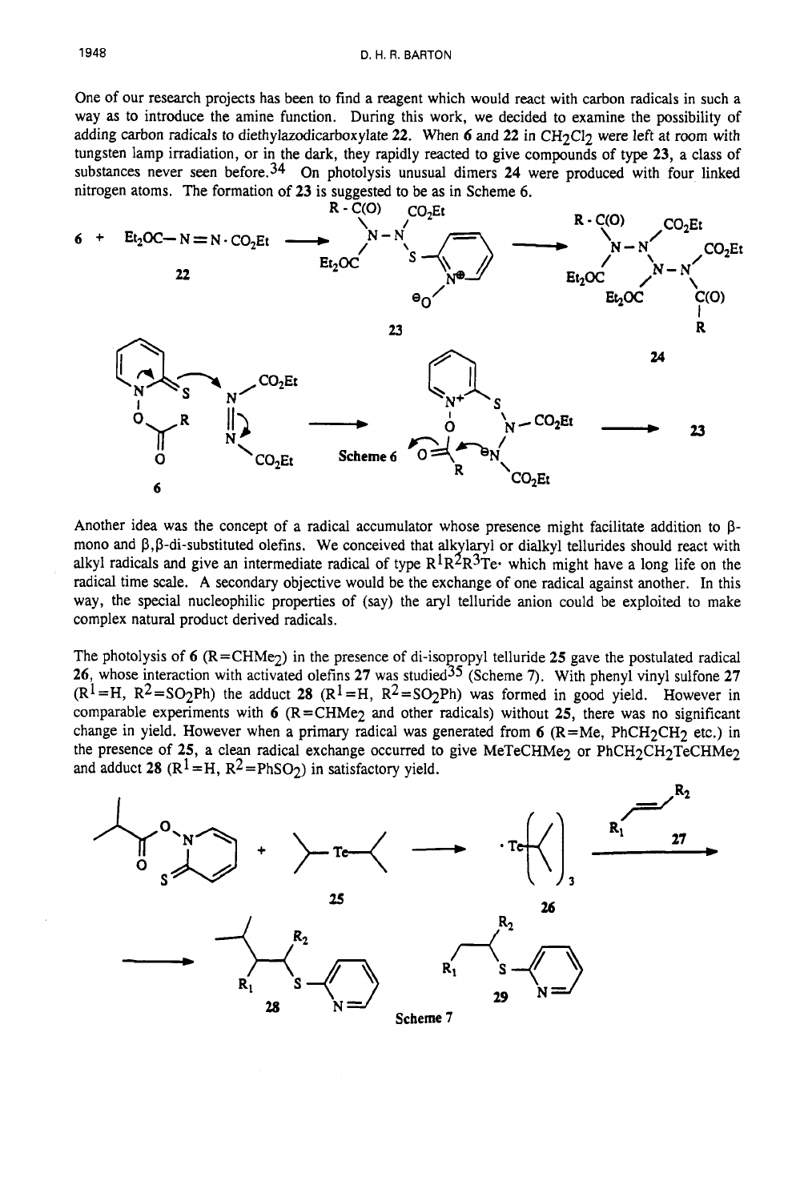One of our research projects has been to find a reagent which would react with carbon radicals in such a way as to introduce the amine function. During this work, we decided to examine the possibility of adding carbon radicals to diethylazodicarboxylate **22**. When **6** and **22** in $CH_2Cl_2$ were left at room with tungsten lamp irradiation, or in the dark, they rapidly reacted to give compounds of type **23**, a class of substances never seen before.[34] On photolysis unusual dimers **24** were produced with four linked nitrogen atoms. The formation of **23** is suggested to be as in Scheme 6.

Scheme 6

Another idea was the concept of a radical accumulator whose presence might facilitate addition to β-mono and β,β-di-substituted olefins. We conceived that alkylaryl or dialkyl tellurides should react with alkyl radicals and give an intermediate radical of type $R^1R^2R^3Te\cdot$ which might have a long life on the radical time scale. A secondary objective would be the exchange of one radical against another. In this way, the special nucleophilic properties of (say) the aryl telluride anion could be exploited to make complex natural product derived radicals.

The photolysis of **6** ($R=CHMe_2$) in the presence of di-isopropyl telluride **25** gave the postulated radical **26**, whose interaction with activated olefins **27** was studied[35] (Scheme 7). With phenyl vinyl sulfone **27** ($R^1=H$, $R^2=SO_2Ph$) the adduct **28** ($R^1=H$, $R^2=SO_2Ph$) was formed in good yield. However in comparable experiments with **6** ($R=CHMe_2$ and other radicals) without **25**, there was no significant change in yield. However when a primary radical was generated from **6** ($R=Me$, $PhCH_2CH_2$ etc.) in the presence of **25**, a clean radical exchange occurred to give $MeTeCHMe_2$ or $PhCH_2CH_2TeCHMe_2$ and adduct **28** ($R^1=H$, $R^2=PhSO_2$) in satisfactory yield.

Scheme 7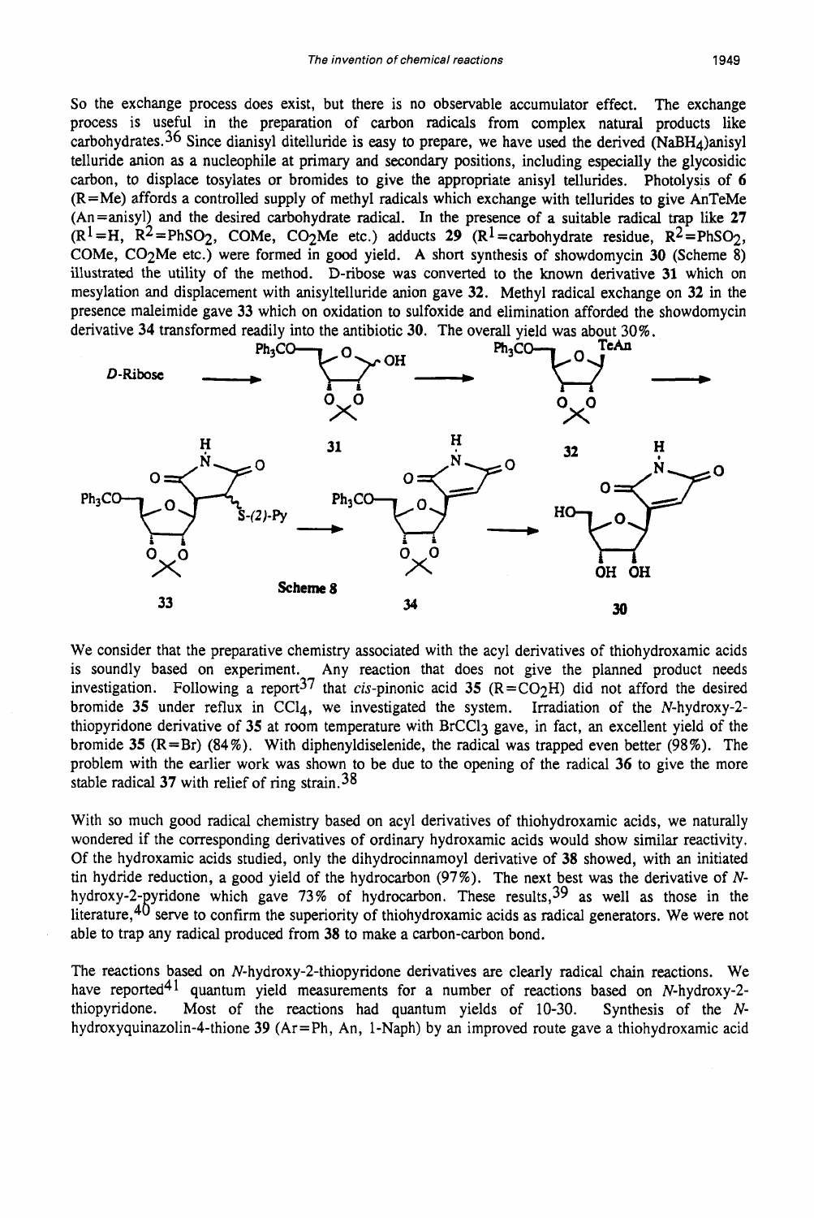So the exchange process does exist, but there is no observable accumulator effect. The exchange process is useful in the preparation of carbon radicals from complex natural products like carbohydrates.[36] Since dianisyl ditelluride is easy to prepare, we have used the derived ($NaBH_4$)anisyl telluride anion as a nucleophile at primary and secondary positions, including especially the glycosidic carbon, to displace tosylates or bromides to give the appropriate anisyl tellurides. Photolysis of **6** (R=Me) affords a controlled supply of methyl radicals which exchange with tellurides to give AnTeMe (An=anisyl) and the desired carbohydrate radical. In the presence of a suitable radical trap like **27** ($R^1$=H, $R^2$=$PhSO_2$, COMe, $CO_2Me$ etc.) adducts **29** ($R^1$=carbohydrate residue, $R^2$=$PhSO_2$, COMe, $CO_2Me$ etc.) were formed in good yield. A short synthesis of showdomycin **30** (Scheme 8) illustrated the utility of the method. D-ribose was converted to the known derivative **31** which on mesylation and displacement with anisyltelluride anion gave **32**. Methyl radical exchange on **32** in the presence maleimide gave **33** which on oxidation to sulfoxide and elimination afforded the showdomycin derivative **34** transformed readily into the antibiotic **30**. The overall yield was about 30%.

Scheme 8

We consider that the preparative chemistry associated with the acyl derivatives of thiohydroxamic acids is soundly based on experiment. Any reaction that does not give the planned product needs investigation. Following a report[37] that *cis*-pinonic acid **35** (R=$CO_2H$) did not afford the desired bromide **35** under reflux in $CCl_4$, we investigated the system. Irradiation of the *N*-hydroxy-2-thiopyridone derivative of **35** at room temperature with $BrCCl_3$ gave, in fact, an excellent yield of the bromide **35** (R=Br) (84%). With diphenyldiselenide, the radical was trapped even better (98%). The problem with the earlier work was shown to be due to the opening of the radical **36** to give the more stable radical **37** with relief of ring strain.[38]

With so much good radical chemistry based on acyl derivatives of thiohydroxamic acids, we naturally wondered if the corresponding derivatives of ordinary hydroxamic acids would show similar reactivity. Of the hydroxamic acids studied, only the dihydrocinnamoyl derivative of **38** showed, with an initiated tin hydride reduction, a good yield of the hydrocarbon (97%). The next best was the derivative of *N*-hydroxy-2-pyridone which gave 73% of hydrocarbon. These results,[39] as well as those in the literature,[40] serve to confirm the superiority of thiohydroxamic acids as radical generators. We were not able to trap any radical produced from **38** to make a carbon-carbon bond.

The reactions based on *N*-hydroxy-2-thiopyridone derivatives are clearly radical chain reactions. We have reported[41] quantum yield measurements for a number of reactions based on *N*-hydroxy-2-thiopyridone. Most of the reactions had quantum yields of 10-30. Synthesis of the *N*-hydroxyquinazolin-4-thione **39** (Ar=Ph, An, 1-Naph) by an improved route gave a thiohydroxamic acid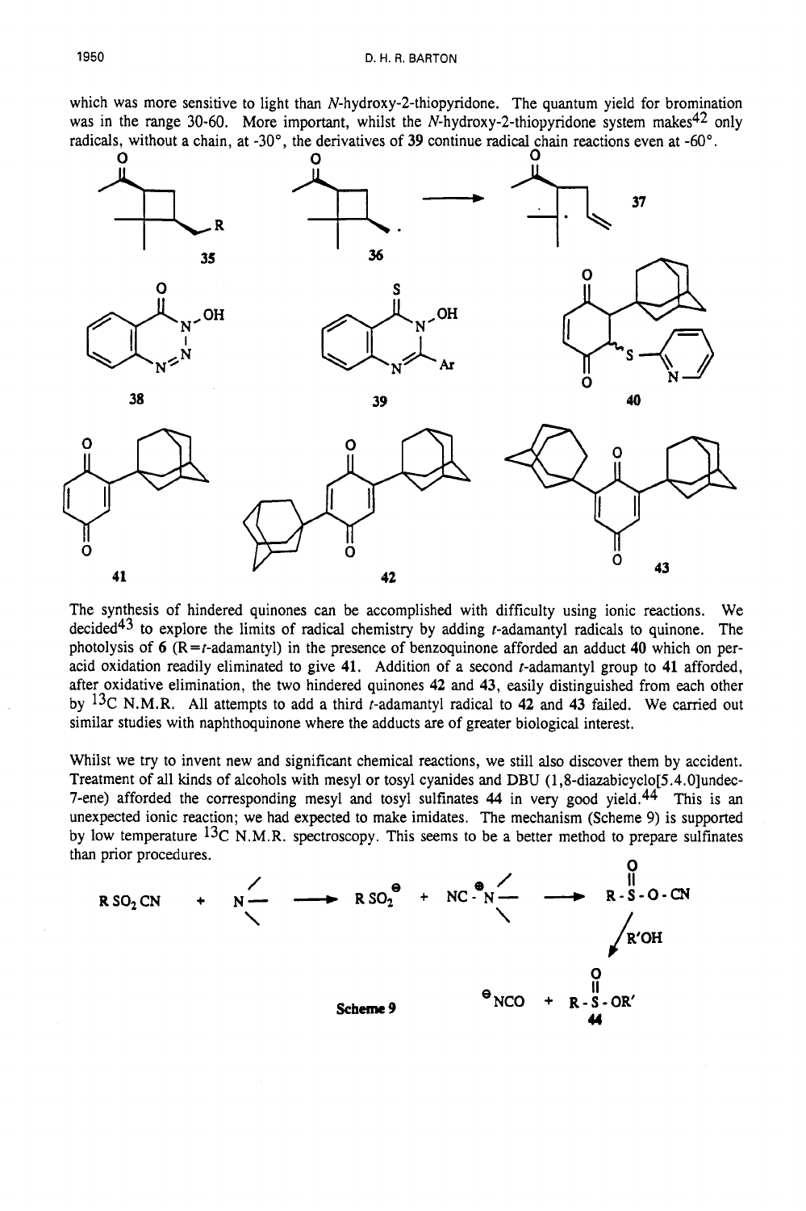which was more sensitive to light than *N*-hydroxy-2-thiopyridone. The quantum yield for bromination was in the range 30-60. More important, whilst the *N*-hydroxy-2-thiopyridone system makes[42] only radicals, without a chain, at -30°, the derivatives of 39 continue radical chain reactions even at -60°.

The synthesis of hindered quinones can be accomplished with difficulty using ionic reactions. We decided[43] to explore the limits of radical chemistry by adding *t*-adamantyl radicals to quinone. The photolysis of 6 (R=*t*-adamantyl) in the presence of benzoquinone afforded an adduct 40 which on per-acid oxidation readily eliminated to give 41. Addition of a second *t*-adamantyl group to 41 afforded, after oxidative elimination, the two hindered quinones 42 and 43, easily distinguished from each other by $^{13}C$ N.M.R. All attempts to add a third *t*-adamantyl radical to 42 and 43 failed. We carried out similar studies with naphthoquinone where the adducts are of greater biological interest.

Whilst we try to invent new and significant chemical reactions, we still also discover them by accident. Treatment of all kinds of alcohols with mesyl or tosyl cyanides and DBU (1,8-diazabicyclo[5.4.0]undec-7-ene) afforded the corresponding mesyl and tosyl sulfinates 44 in very good yield.[44] This is an unexpected ionic reaction; we had expected to make imidates. The mechanism (Scheme 9) is supported by low temperature $^{13}C$ N.M.R. spectroscopy. This seems to be a better method to prepare sulfinates than prior procedures.

$$RSO_2CN + N{<} \longrightarrow RSO_2^{\ominus} + NC\text{-}\overset{\oplus}{N}{<} \longrightarrow R\text{-}\overset{O}{\overset{\|}{S}}\text{-}O\text{-}CN \xrightarrow{R'OH} {}^{\ominus}NCO + R\text{-}\overset{O}{\overset{\|}{S}}\text{-}OR' \ (\mathbf{44})$$

Scheme 9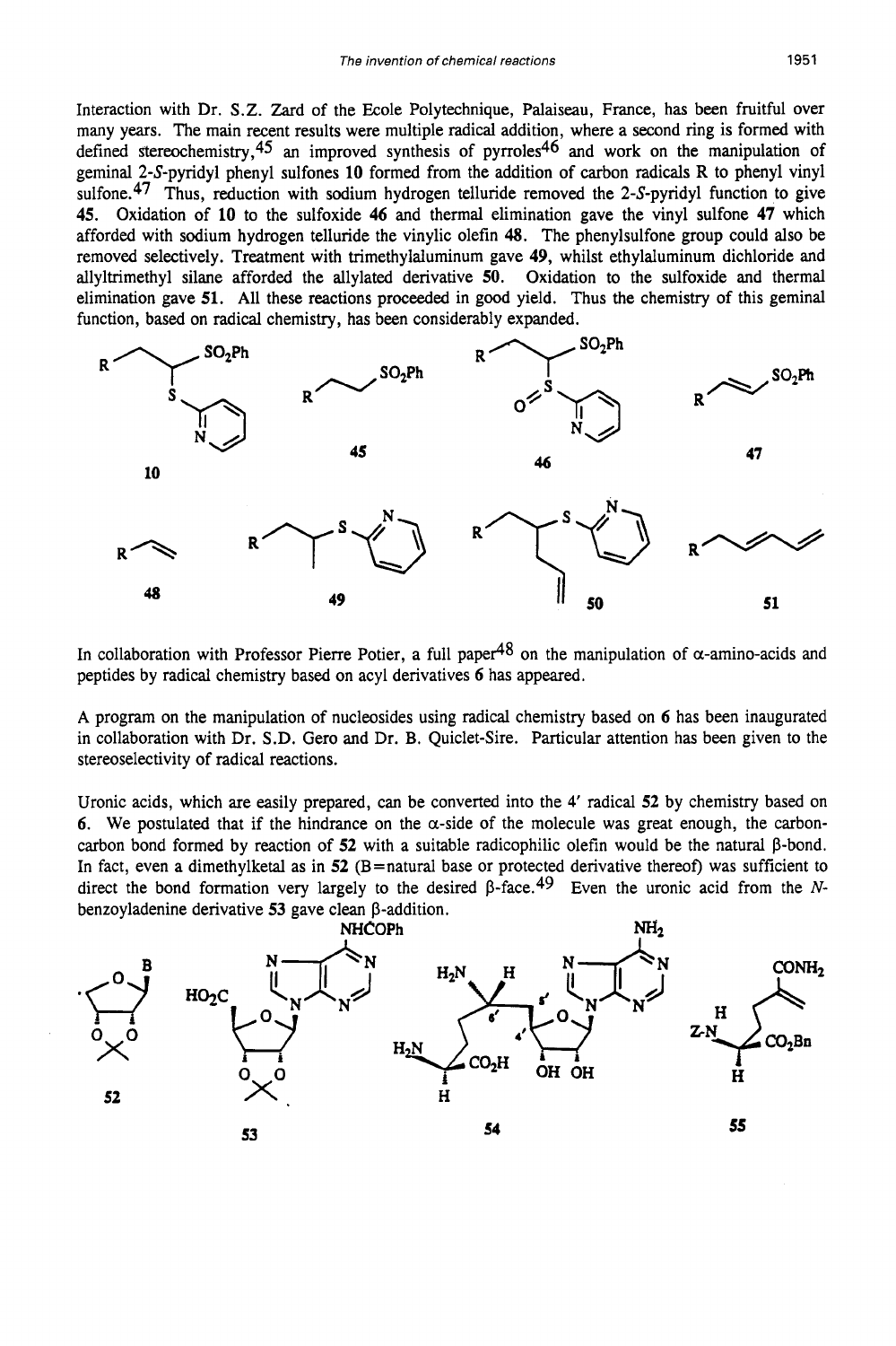Interaction with Dr. S.Z. Zard of the Ecole Polytechnique, Palaiseau, France, has been fruitful over many years. The main recent results were multiple radical addition, where a second ring is formed with defined stereochemistry,[45] an improved synthesis of pyrroles[46] and work on the manipulation of geminal 2-*S*-pyridyl phenyl sulfones **10** formed from the addition of carbon radicals R to phenyl vinyl sulfone.[47] Thus, reduction with sodium hydrogen telluride removed the 2-*S*-pyridyl function to give **45**. Oxidation of **10** to the sulfoxide **46** and thermal elimination gave the vinyl sulfone **47** which afforded with sodium hydrogen telluride the vinylic olefin **48**. The phenylsulfone group could also be removed selectively. Treatment with trimethylaluminum gave **49**, whilst ethylaluminum dichloride and allyltrimethyl silane afforded the allylated derivative **50**. Oxidation to the sulfoxide and thermal elimination gave **51**. All these reactions proceeded in good yield. Thus the chemistry of this geminal function, based on radical chemistry, has been considerably expanded.

In collaboration with Professor Pierre Potier, a full paper[48] on the manipulation of α-amino-acids and peptides by radical chemistry based on acyl derivatives **6** has appeared.

A program on the manipulation of nucleosides using radical chemistry based on **6** has been inaugurated in collaboration with Dr. S.D. Gero and Dr. B. Quiclet-Sire. Particular attention has been given to the stereoselectivity of radical reactions.

Uronic acids, which are easily prepared, can be converted into the 4′ radical **52** by chemistry based on **6**. We postulated that if the hindrance on the α-side of the molecule was great enough, the carbon-carbon bond formed by reaction of **52** with a suitable radicophilic olefin would be the natural β-bond. In fact, even a dimethylketal as in **52** (B=natural base or protected derivative thereof) was sufficient to direct the bond formation very largely to the desired β-face.[49] Even the uronic acid from the *N*-benzoyladenine derivative **53** gave clean β-addition.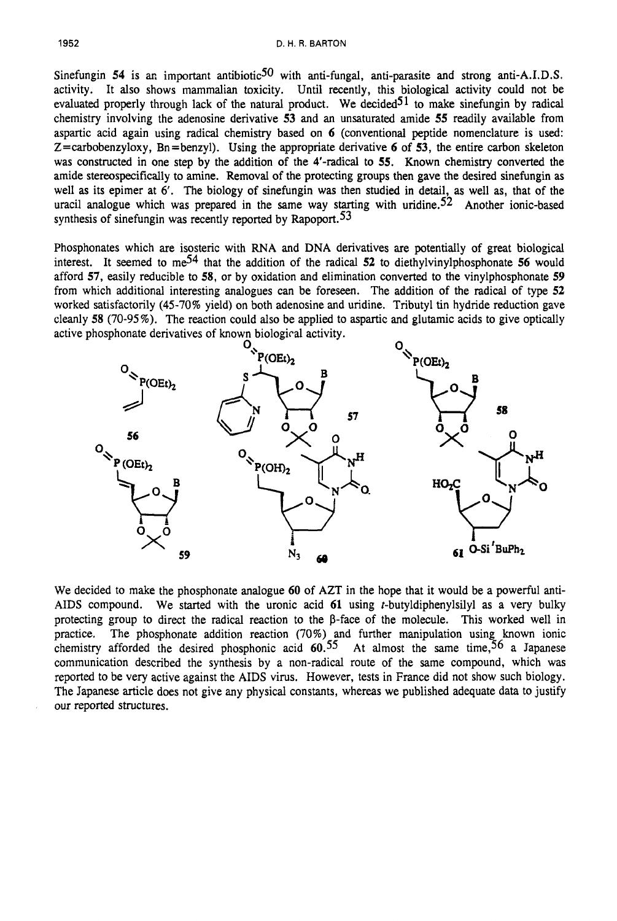Sinefungin **54** is an important antibiotic[50] with anti-fungal, anti-parasite and strong anti-A.I.D.S. activity. It also shows mammalian toxicity. Until recently, this biological activity could not be evaluated properly through lack of the natural product. We decided[51] to make sinefungin by radical chemistry involving the adenosine derivative **53** and an unsaturated amide **55** readily available from aspartic acid again using radical chemistry based on **6** (conventional peptide nomenclature is used: Z=carbobenzyloxy, Bn=benzyl). Using the appropriate derivative **6** of **53**, the entire carbon skeleton was constructed in one step by the addition of the 4'-radical to **55**. Known chemistry converted the amide stereospecifically to amine. Removal of the protecting groups then gave the desired sinefungin as well as its epimer at 6'. The biology of sinefungin was then studied in detail, as well as, that of the uracil analogue which was prepared in the same way starting with uridine.[52] Another ionic-based synthesis of sinefungin was recently reported by Rapoport.[53]

Phosphonates which are isosteric with RNA and DNA derivatives are potentially of great biological interest. It seemed to me[54] that the addition of the radical **52** to diethylvinylphosphonate **56** would afford **57**, easily reducible to **58**, or by oxidation and elimination converted to the vinylphosphonate **59** from which additional interesting analogues can be foreseen. The addition of the radical of type **52** worked satisfactorily (45-70% yield) on both adenosine and uridine. Tributyl tin hydride reduction gave cleanly **58** (70-95%). The reaction could also be applied to aspartic and glutamic acids to give optically active phosphonate derivatives of known biological activity.

We decided to make the phosphonate analogue **60** of AZT in the hope that it would be a powerful anti-AIDS compound. We started with the uronic acid **61** using *t*-butyldiphenylsilyl as a very bulky protecting group to direct the radical reaction to the β-face of the molecule. This worked well in practice. The phosphonate addition reaction (70%) and further manipulation using known ionic chemistry afforded the desired phosphonic acid **60**.[55] At almost the same time,[56] a Japanese communication described the synthesis by a non-radical route of the same compound, which was reported to be very active against the AIDS virus. However, tests in France did not show such biology. The Japanese article does not give any physical constants, whereas we published adequate data to justify our reported structures.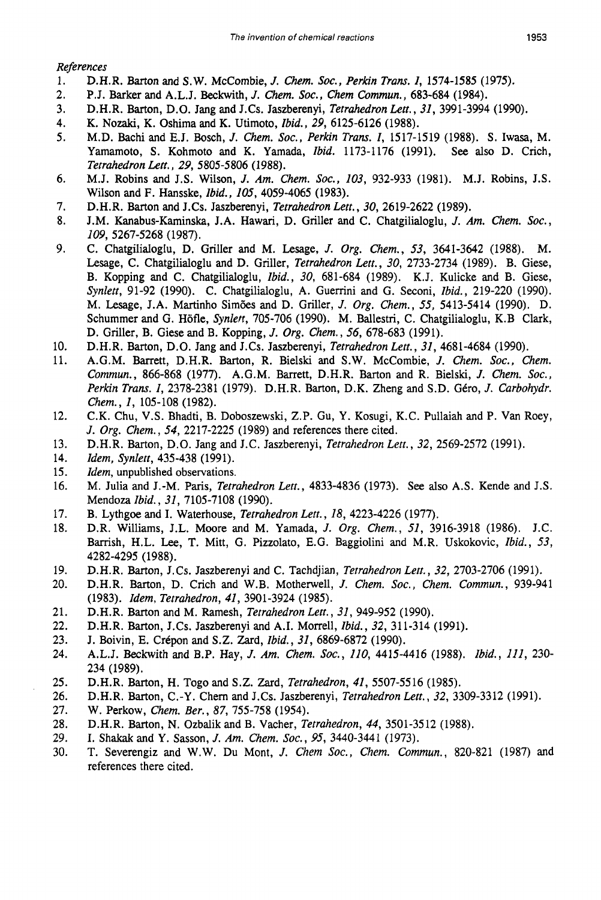*References*

1. D.H.R. Barton and S.W. McCombie, *J. Chem. Soc., Perkin Trans. 1*, 1574-1585 (1975).
2. P.J. Barker and A.L.J. Beckwith, *J. Chem. Soc., Chem Commun.*, 683-684 (1984).
3. D.H.R. Barton, D.O. Jang and J.Cs. Jaszberenyi, *Tetrahedron Lett.*, *31*, 3991-3994 (1990).
4. K. Nozaki, K. Oshima and K. Utimoto, *Ibid.*, *29*, 6125-6126 (1988).
5. M.D. Bachi and E.J. Bosch, *J. Chem. Soc., Perkin Trans. 1*, 1517-1519 (1988). S. Iwasa, M. Yamamoto, S. Kohmoto and K. Yamada, *Ibid.* 1173-1176 (1991). See also D. Crich, *Tetrahedron Lett.*, *29*, 5805-5806 (1988).
6. M.J. Robins and J.S. Wilson, *J. Am. Chem. Soc.*, *103*, 932-933 (1981). M.J. Robins, J.S. Wilson and F. Hansske, *Ibid.*, *105*, 4059-4065 (1983).
7. D.H.R. Barton and J.Cs. Jaszberenyi, *Tetrahedron Lett.*, *30*, 2619-2622 (1989).
8. J.M. Kanabus-Kaminska, J.A. Hawari, D. Griller and C. Chatgilialoglu, *J. Am. Chem. Soc.*, *109*, 5267-5268 (1987).
9. C. Chatgilialoglu, D. Griller and M. Lesage, *J. Org. Chem.*, *53*, 3641-3642 (1988). M. Lesage, C. Chatgilialoglu and D. Griller, *Tetrahedron Lett.*, *30*, 2733-2734 (1989). B. Giese, B. Kopping and C. Chatgilialoglu, *Ibid.*, *30*, 681-684 (1989). K.J. Kulicke and B. Giese, *Synlett*, 91-92 (1990). C. Chatgilialoglu, A. Guerrini and G. Seconi, *Ibid.*, 219-220 (1990). M. Lesage, J.A. Martinho Simões and D. Griller, *J. Org. Chem.*, *55*, 5413-5414 (1990). D. Schummer and G. Höfle, *Synlett*, 705-706 (1990). M. Ballestri, C. Chatgilialoglu, K.B Clark, D. Griller, B. Giese and B. Kopping, *J. Org. Chem.*, *56*, 678-683 (1991).
10. D.H.R. Barton, D.O. Jang and J.Cs. Jaszberenyi, *Tetrahedron Lett.*, *31*, 4681-4684 (1990).
11. A.G.M. Barrett, D.H.R. Barton, R. Bielski and S.W. McCombie, *J. Chem. Soc., Chem. Commun.*, 866-868 (1977). A.G.M. Barrett, D.H.R. Barton and R. Bielski, *J. Chem. Soc., Perkin Trans. 1*, 2378-2381 (1979). D.H.R. Barton, D.K. Zheng and S.D. Géro, *J. Carbohydr. Chem.*, *1*, 105-108 (1982).
12. C.K. Chu, V.S. Bhadti, B. Doboszewski, Z.P. Gu, Y. Kosugi, K.C. Pullaiah and P. Van Roey, *J. Org. Chem.*, *54*, 2217-2225 (1989) and references there cited.
13. D.H.R. Barton, D.O. Jang and J.C. Jaszberenyi, *Tetrahedron Lett.*, *32*, 2569-2572 (1991).
14. *Idem*, *Synlett*, 435-438 (1991).
15. *Idem*, unpublished observations.
16. M. Julia and J.-M. Paris, *Tetrahedron Lett.*, 4833-4836 (1973). See also A.S. Kende and J.S. Mendoza *Ibid.*, *31*, 7105-7108 (1990).
17. B. Lythgoe and I. Waterhouse, *Tetrahedron Lett.*, *18*, 4223-4226 (1977).
18. D.R. Williams, J.L. Moore and M. Yamada, *J. Org. Chem.*, *51*, 3916-3918 (1986). J.C. Barrish, H.L. Lee, T. Mitt, G. Pizzolato, E.G. Baggiolini and M.R. Uskokovic, *Ibid.*, *53*, 4282-4295 (1988).
19. D.H.R. Barton, J.Cs. Jaszberenyi and C. Tachdjian, *Tetrahedron Lett.*, *32*, 2703-2706 (1991).
20. D.H.R. Barton, D. Crich and W.B. Motherwell, *J. Chem. Soc., Chem. Commun.*, 939-941 (1983). *Idem*, *Tetrahedron*, *41*, 3901-3924 (1985).
21. D.H.R. Barton and M. Ramesh, *Tetrahedron Lett.*, *31*, 949-952 (1990).
22. D.H.R. Barton, J.Cs. Jaszberenyi and A.I. Morrell, *Ibid.*, *32*, 311-314 (1991).
23. J. Boivin, E. Crépon and S.Z. Zard, *Ibid.*, *31*, 6869-6872 (1990).
24. A.L.J. Beckwith and B.P. Hay, *J. Am. Chem. Soc.*, *110*, 4415-4416 (1988). *Ibid.*, *111*, 230-234 (1989).
25. D.H.R. Barton, H. Togo and S.Z. Zard, *Tetrahedron*, *41*, 5507-5516 (1985).
26. D.H.R. Barton, C.-Y. Chern and J.Cs. Jaszberenyi, *Tetrahedron Lett.*, *32*, 3309-3312 (1991).
27. W. Perkow, *Chem. Ber.*, *87*, 755-758 (1954).
28. D.H.R. Barton, N. Ozbalik and B. Vacher, *Tetrahedron*, *44*, 3501-3512 (1988).
29. I. Shakak and Y. Sasson, *J. Am. Chem. Soc.*, *95*, 3440-3441 (1973).
30. T. Severengiz and W.W. Du Mont, *J. Chem Soc., Chem. Commun.*, 820-821 (1987) and references there cited.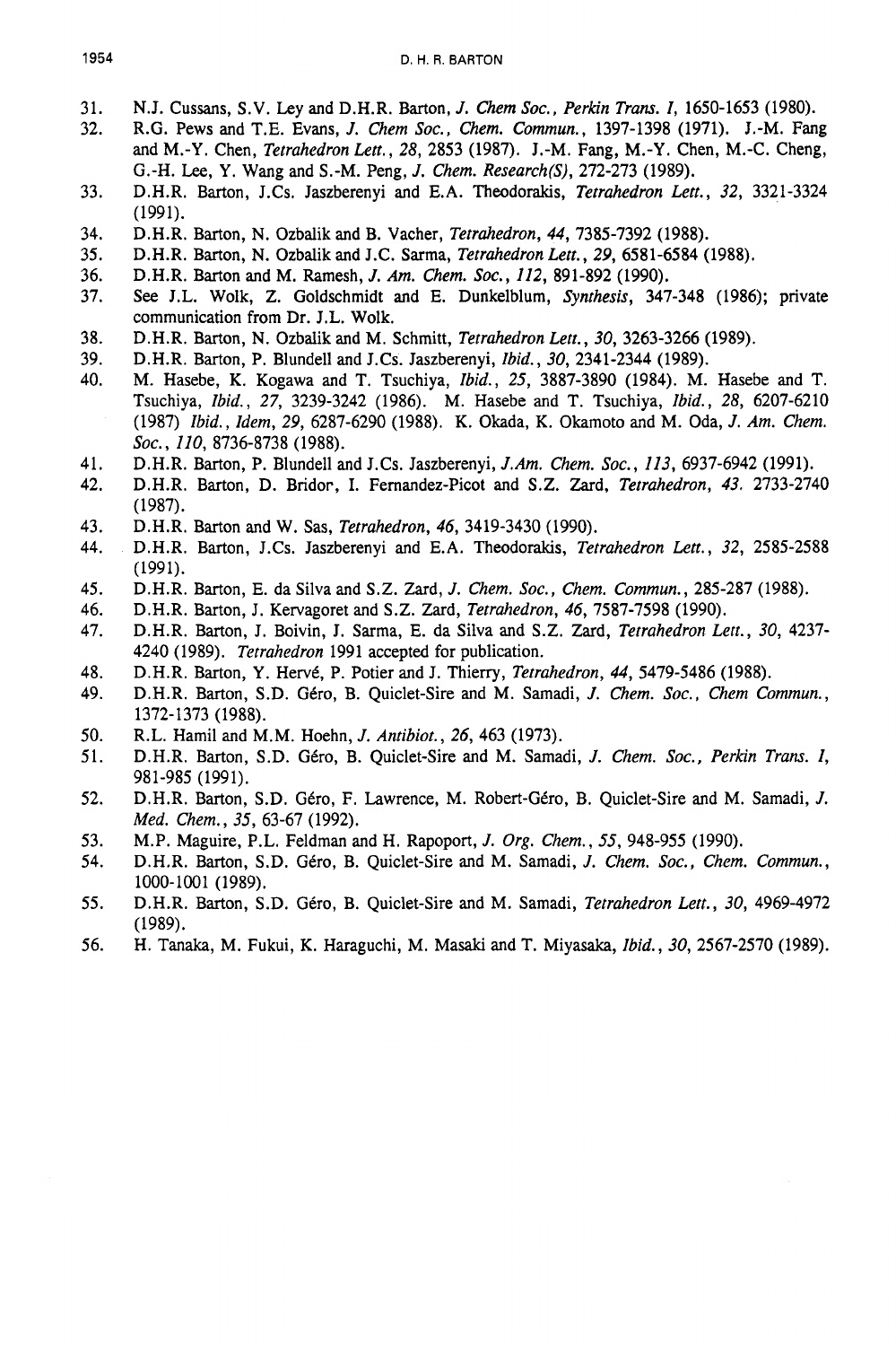31. N.J. Cussans, S.V. Ley and D.H.R. Barton, *J. Chem Soc., Perkin Trans. I*, 1650-1653 (1980).
32. R.G. Pews and T.E. Evans, *J. Chem Soc., Chem. Commun.*, 1397-1398 (1971). J.-M. Fang and M.-Y. Chen, *Tetrahedron Lett.*, *28*, 2853 (1987). J.-M. Fang, M.-Y. Chen, M.-C. Cheng, G.-H. Lee, Y. Wang and S.-M. Peng, *J. Chem. Research(S)*, 272-273 (1989).
33. D.H.R. Barton, J.Cs. Jaszberenyi and E.A. Theodorakis, *Tetrahedron Lett.*, *32*, 3321-3324 (1991).
34. D.H.R. Barton, N. Ozbalik and B. Vacher, *Tetrahedron*, *44*, 7385-7392 (1988).
35. D.H.R. Barton, N. Ozbalik and J.C. Sarma, *Tetrahedron Lett.*, *29*, 6581-6584 (1988).
36. D.H.R. Barton and M. Ramesh, *J. Am. Chem. Soc.*, *112*, 891-892 (1990).
37. See J.L. Wolk, Z. Goldschmidt and E. Dunkelblum, *Synthesis*, 347-348 (1986); private communication from Dr. J.L. Wolk.
38. D.H.R. Barton, N. Ozbalik and M. Schmitt, *Tetrahedron Lett.*, *30*, 3263-3266 (1989).
39. D.H.R. Barton, P. Blundell and J.Cs. Jaszberenyi, *Ibid.*, *30*, 2341-2344 (1989).
40. M. Hasebe, K. Kogawa and T. Tsuchiya, *Ibid.*, *25*, 3887-3890 (1984). M. Hasebe and T. Tsuchiya, *Ibid.*, *27*, 3239-3242 (1986). M. Hasebe and T. Tsuchiya, *Ibid.*, *28*, 6207-6210 (1987) *Ibid.*, *Idem*, *29*, 6287-6290 (1988). K. Okada, K. Okamoto and M. Oda, *J. Am. Chem. Soc.*, *110*, 8736-8738 (1988).
41. D.H.R. Barton, P. Blundell and J.Cs. Jaszberenyi, *J.Am. Chem. Soc.*, *113*, 6937-6942 (1991).
42. D.H.R. Barton, D. Bridor, I. Fernandez-Picot and S.Z. Zard, *Tetrahedron*, *43*. 2733-2740 (1987).
43. D.H.R. Barton and W. Sas, *Tetrahedron*, *46*, 3419-3430 (1990).
44. D.H.R. Barton, J.Cs. Jaszberenyi and E.A. Theodorakis, *Tetrahedron Lett.*, *32*, 2585-2588 (1991).
45. D.H.R. Barton, E. da Silva and S.Z. Zard, *J. Chem. Soc., Chem. Commun.*, 285-287 (1988).
46. D.H.R. Barton, J. Kervagoret and S.Z. Zard, *Tetrahedron*, *46*, 7587-7598 (1990).
47. D.H.R. Barton, J. Boivin, J. Sarma, E. da Silva and S.Z. Zard, *Tetrahedron Lett.*, *30*, 4237-4240 (1989). *Tetrahedron* 1991 accepted for publication.
48. D.H.R. Barton, Y. Hervé, P. Potier and J. Thierry, *Tetrahedron*, *44*, 5479-5486 (1988).
49. D.H.R. Barton, S.D. Géro, B. Quiclet-Sire and M. Samadi, *J. Chem. Soc., Chem Commun.*, 1372-1373 (1988).
50. R.L. Hamil and M.M. Hoehn, *J. Antibiot.*, *26*, 463 (1973).
51. D.H.R. Barton, S.D. Géro, B. Quiclet-Sire and M. Samadi, *J. Chem. Soc., Perkin Trans. I*, 981-985 (1991).
52. D.H.R. Barton, S.D. Géro, F. Lawrence, M. Robert-Géro, B. Quiclet-Sire and M. Samadi, *J. Med. Chem.*, *35*, 63-67 (1992).
53. M.P. Maguire, P.L. Feldman and H. Rapoport, *J. Org. Chem.*, *55*, 948-955 (1990).
54. D.H.R. Barton, S.D. Géro, B. Quiclet-Sire and M. Samadi, *J. Chem. Soc., Chem. Commun.*, 1000-1001 (1989).
55. D.H.R. Barton, S.D. Géro, B. Quiclet-Sire and M. Samadi, *Tetrahedron Lett.*, *30*, 4969-4972 (1989).
56. H. Tanaka, M. Fukui, K. Haraguchi, M. Masaki and T. Miyasaka, *Ibid.*, *30*, 2567-2570 (1989).